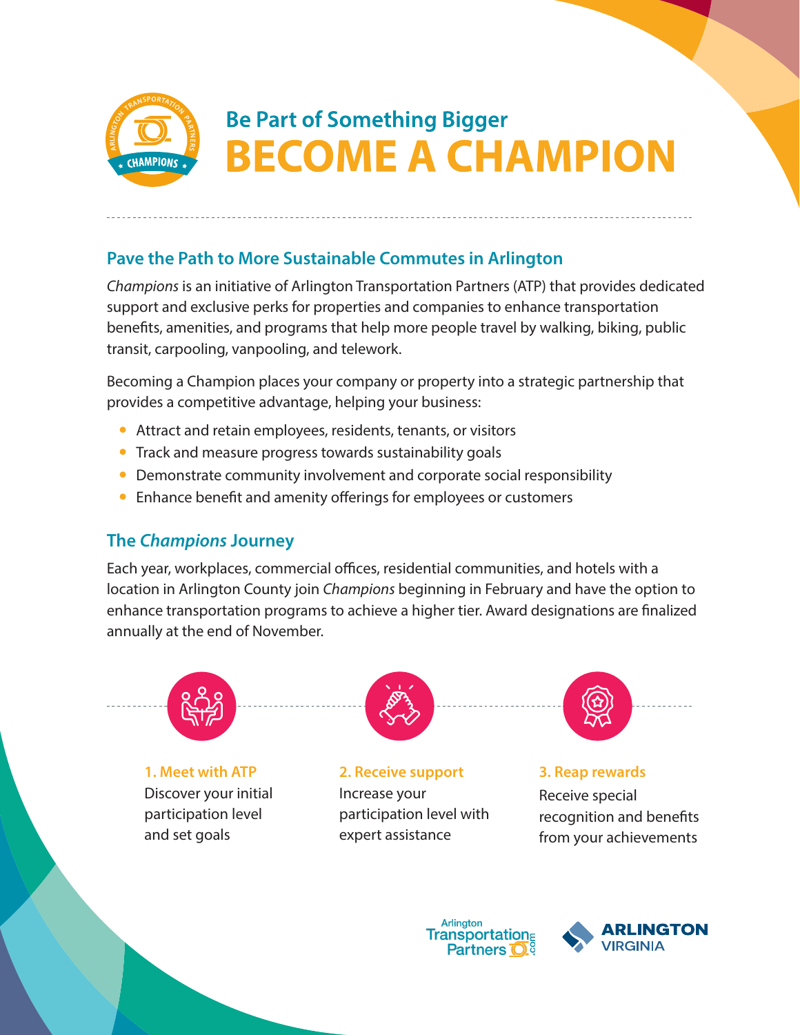## Be Part of Something Bigger

# BECOME A CHAMPION

### Pave the Path to More Sustainable Commutes in Arlington

*Champions* is an initiative of Arlington Transportation Partners (ATP) that provides dedicated support and exclusive perks for properties and companies to enhance transportation benefits, amenities, and programs that help more people travel by walking, biking, public transit, carpooling, vanpooling, and telework.

Becoming a Champion places your company or property into a strategic partnership that provides a competitive advantage, helping your business:

- Attract and retain employees, residents, tenants, or visitors
- Track and measure progress towards sustainability goals
- Demonstrate community involvement and corporate social responsibility
- Enhance benefit and amenity offerings for employees or customers

### The *Champions* Journey

Each year, workplaces, commercial offices, residential communities, and hotels with a location in Arlington County join *Champions* beginning in February and have the option to enhance transportation programs to achieve a higher tier. Award designations are finalized annually at the end of November.

**1. Meet with ATP**
Discover your initial participation level and set goals

**2. Receive support**
Increase your participation level with expert assistance

**3. Reap rewards**
Receive special recognition and benefits from your achievements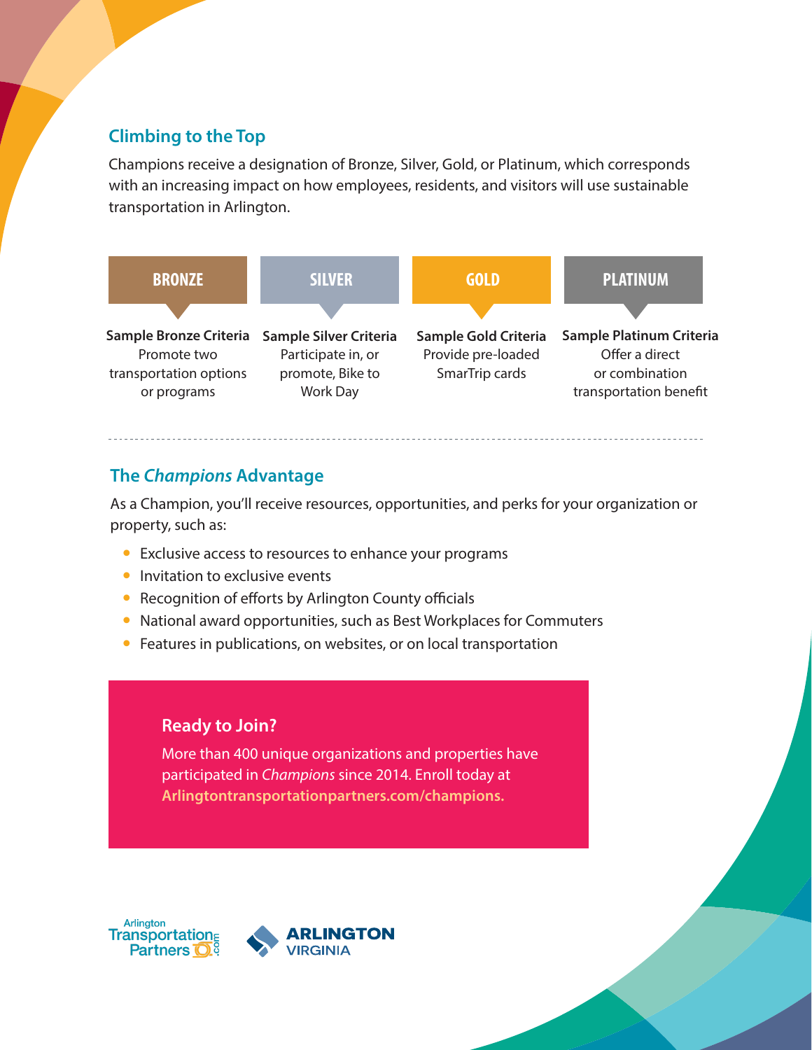## Climbing to the Top

Champions receive a designation of Bronze, Silver, Gold, or Platinum, which corresponds with an increasing impact on how employees, residents, and visitors will use sustainable transportation in Arlington.

**BRONZE**

**Sample Bronze Criteria**
Promote two transportation options or programs

**SILVER**

**Sample Silver Criteria**
Participate in, or promote, Bike to Work Day

**GOLD**

**Sample Gold Criteria**
Provide pre-loaded SmarTrip cards

**PLATINUM**

**Sample Platinum Criteria**
Offer a direct or combination transportation benefit

## The *Champions* Advantage

As a Champion, you'll receive resources, opportunities, and perks for your organization or property, such as:

- Exclusive access to resources to enhance your programs
- Invitation to exclusive events
- Recognition of efforts by Arlington County officials
- National award opportunities, such as Best Workplaces for Commuters
- Features in publications, on websites, or on local transportation

### Ready to Join?

More than 400 unique organizations and properties have participated in *Champions* since 2014. Enroll today at **Arlingtontransportationpartners.com/champions.**

Arlington Transportation Partners .com

ARLINGTON VIRGINIA